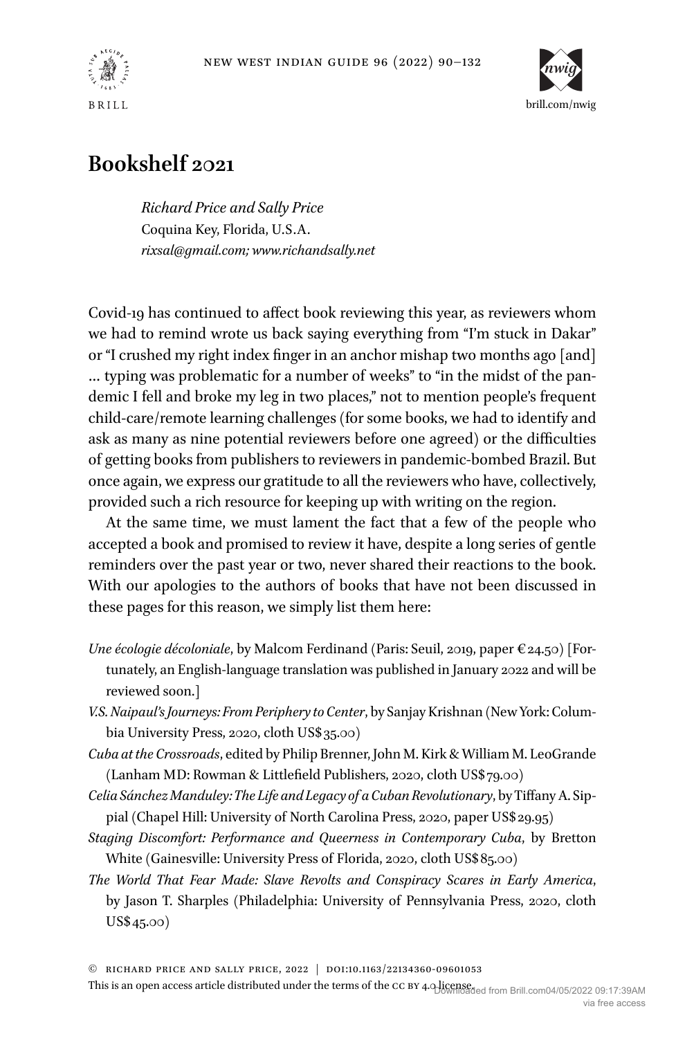# Bookshelf 2021

*Richard Price and Sally Price*
Coquina Key, Florida, U.S.A.
*rixsal@gmail.com; www.richandsally.net*

Covid-19 has continued to affect book reviewing this year, as reviewers whom we had to remind wrote us back saying everything from "I'm stuck in Dakar" or "I crushed my right index finger in an anchor mishap two months ago [and] … typing was problematic for a number of weeks" to "in the midst of the pandemic I fell and broke my leg in two places," not to mention people's frequent child-care/remote learning challenges (for some books, we had to identify and ask as many as nine potential reviewers before one agreed) or the difficulties of getting books from publishers to reviewers in pandemic-bombed Brazil. But once again, we express our gratitude to all the reviewers who have, collectively, provided such a rich resource for keeping up with writing on the region.

At the same time, we must lament the fact that a few of the people who accepted a book and promised to review it have, despite a long series of gentle reminders over the past year or two, never shared their reactions to the book. With our apologies to the authors of books that have not been discussed in these pages for this reason, we simply list them here:

*Une écologie décoloniale*, by Malcom Ferdinand (Paris: Seuil, 2019, paper €24.50) [Fortunately, an English-language translation was published in January 2022 and will be reviewed soon.]

*V.S. Naipaul's Journeys: From Periphery to Center*, by Sanjay Krishnan (New York: Columbia University Press, 2020, cloth US$35.00)

*Cuba at the Crossroads*, edited by Philip Brenner, John M. Kirk & William M. LeoGrande (Lanham MD: Rowman & Littlefield Publishers, 2020, cloth US$79.00)

*Celia Sánchez Manduley: The Life and Legacy of a Cuban Revolutionary*, by Tiffany A. Sippial (Chapel Hill: University of North Carolina Press, 2020, paper US$29.95)

*Staging Discomfort: Performance and Queerness in Contemporary Cuba*, by Bretton White (Gainesville: University Press of Florida, 2020, cloth US$85.00)

*The World That Fear Made: Slave Revolts and Conspiracy Scares in Early America*, by Jason T. Sharples (Philadelphia: University of Pennsylvania Press, 2020, cloth US$45.00)

© Richard Price and Sally Price, 2022 | doi:10.1163/22134360-09601053
This is an open access article distributed under the terms of the cc by 4.0 license.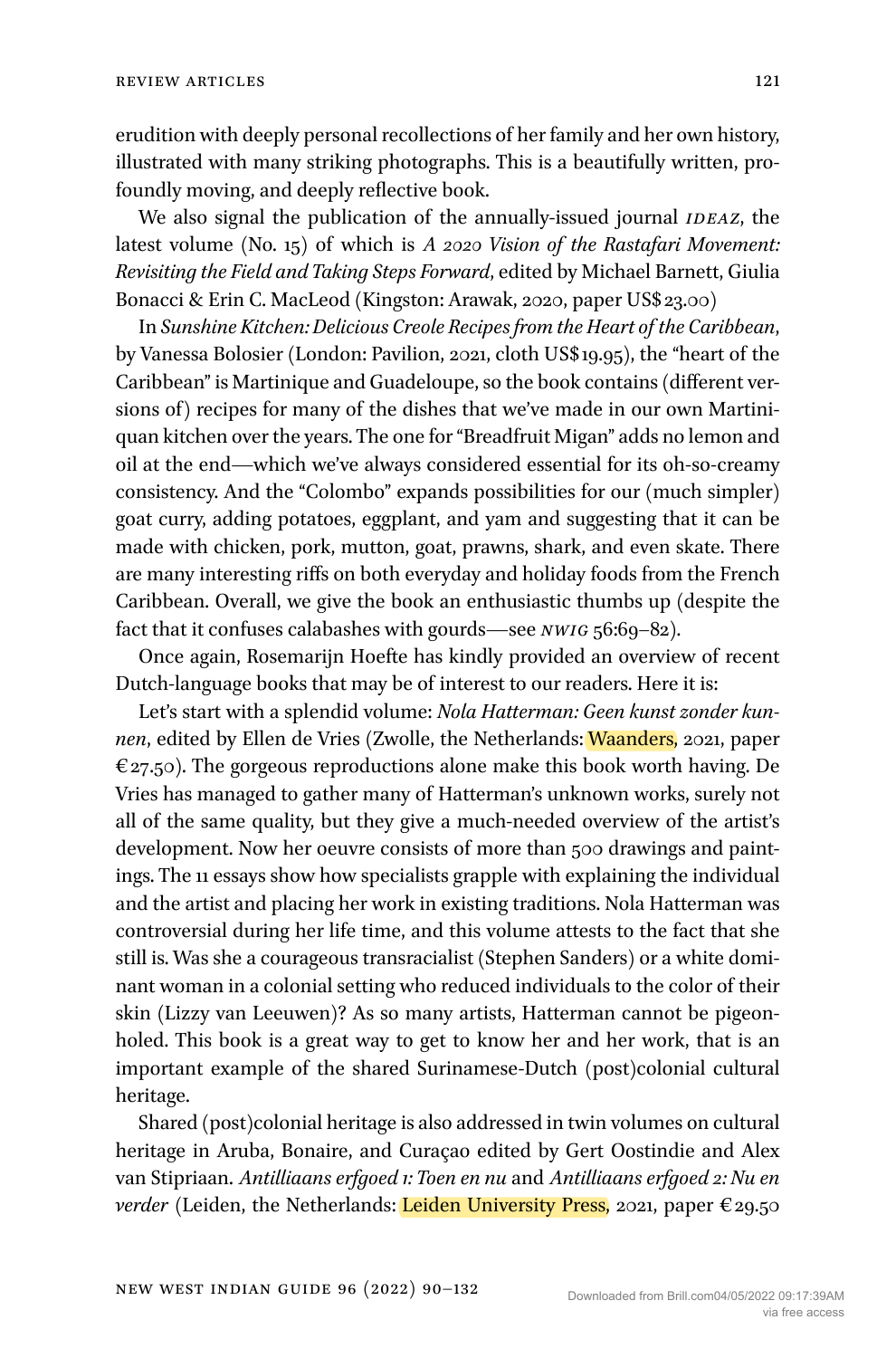erudition with deeply personal recollections of her family and her own history, illustrated with many striking photographs. This is a beautifully written, profoundly moving, and deeply reflective book.

We also signal the publication of the annually-issued journal *IDEAZ*, the latest volume (No. 15) of which is *A 2020 Vision of the Rastafari Movement: Revisiting the Field and Taking Steps Forward*, edited by Michael Barnett, Giulia Bonacci & Erin C. MacLeod (Kingston: Arawak, 2020, paper US$ 23.00)

In *Sunshine Kitchen: Delicious Creole Recipes from the Heart of the Caribbean*, by Vanessa Bolosier (London: Pavilion, 2021, cloth US$ 19.95), the "heart of the Caribbean" is Martinique and Guadeloupe, so the book contains (different versions of) recipes for many of the dishes that we've made in our own Martiniquan kitchen over the years. The one for "Breadfruit Migan" adds no lemon and oil at the end—which we've always considered essential for its oh-so-creamy consistency. And the "Colombo" expands possibilities for our (much simpler) goat curry, adding potatoes, eggplant, and yam and suggesting that it can be made with chicken, pork, mutton, goat, prawns, shark, and even skate. There are many interesting riffs on both everyday and holiday foods from the French Caribbean. Overall, we give the book an enthusiastic thumbs up (despite the fact that it confuses calabashes with gourds—see *NWIG* 56:69–82).

Once again, Rosemarijn Hoefte has kindly provided an overview of recent Dutch-language books that may be of interest to our readers. Here it is:

Let's start with a splendid volume: *Nola Hatterman: Geen kunst zonder kunnen*, edited by Ellen de Vries (Zwolle, the Netherlands: Waanders, 2021, paper €27.50). The gorgeous reproductions alone make this book worth having. De Vries has managed to gather many of Hatterman's unknown works, surely not all of the same quality, but they give a much-needed overview of the artist's development. Now her oeuvre consists of more than 500 drawings and paintings. The 11 essays show how specialists grapple with explaining the individual and the artist and placing her work in existing traditions. Nola Hatterman was controversial during her life time, and this volume attests to the fact that she still is. Was she a courageous transracialist (Stephen Sanders) or a white dominant woman in a colonial setting who reduced individuals to the color of their skin (Lizzy van Leeuwen)? As so many artists, Hatterman cannot be pigeonholed. This book is a great way to get to know her and her work, that is an important example of the shared Surinamese-Dutch (post)colonial cultural heritage.

Shared (post)colonial heritage is also addressed in twin volumes on cultural heritage in Aruba, Bonaire, and Curaçao edited by Gert Oostindie and Alex van Stipriaan. *Antilliaans erfgoed 1: Toen en nu* and *Antilliaans erfgoed 2: Nu en verder* (Leiden, the Netherlands: Leiden University Press, 2021, paper €29.50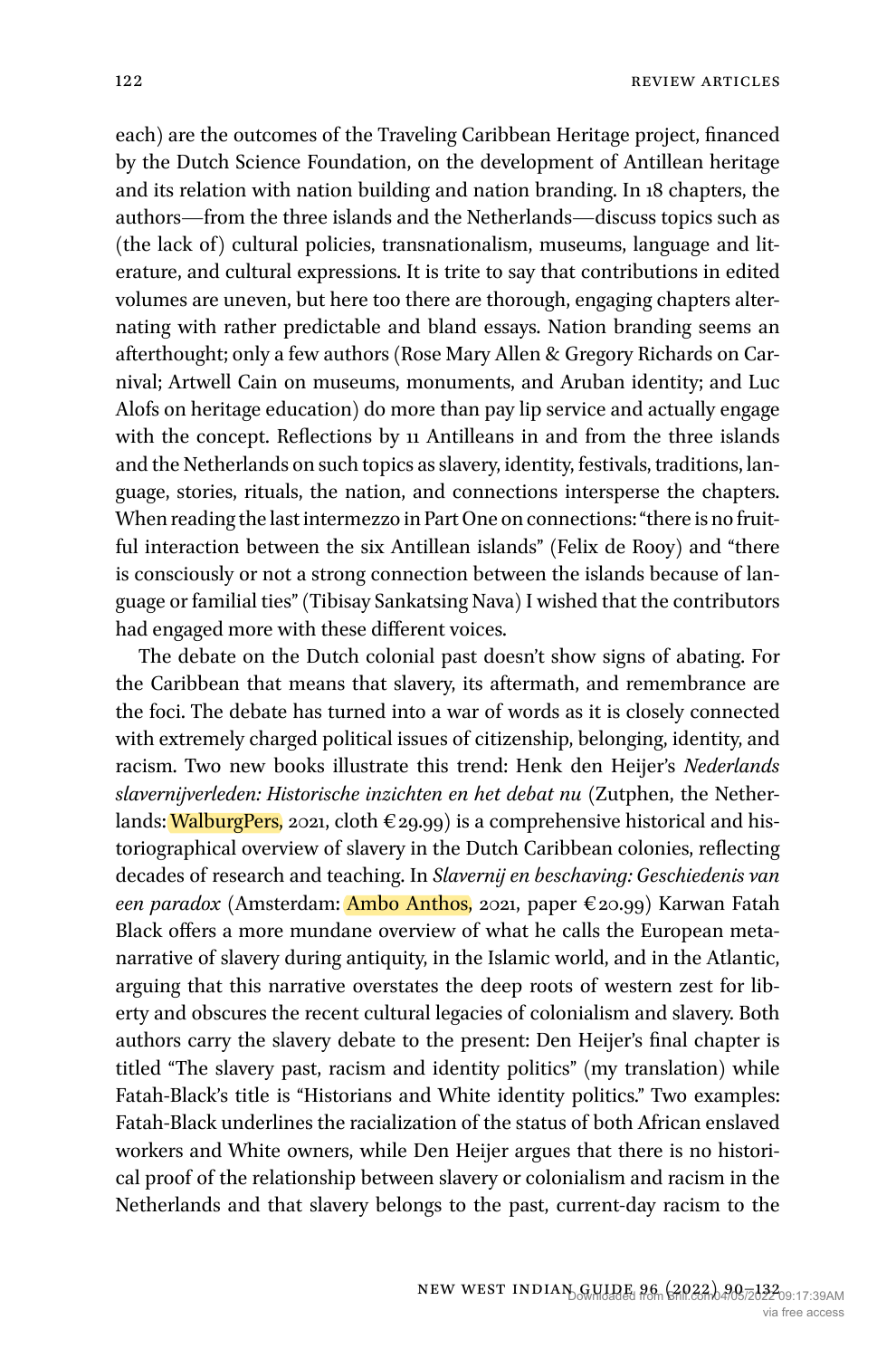each) are the outcomes of the Traveling Caribbean Heritage project, financed by the Dutch Science Foundation, on the development of Antillean heritage and its relation with nation building and nation branding. In 18 chapters, the authors—from the three islands and the Netherlands—discuss topics such as (the lack of) cultural policies, transnationalism, museums, language and literature, and cultural expressions. It is trite to say that contributions in edited volumes are uneven, but here too there are thorough, engaging chapters alternating with rather predictable and bland essays. Nation branding seems an afterthought; only a few authors (Rose Mary Allen & Gregory Richards on Carnival; Artwell Cain on museums, monuments, and Aruban identity; and Luc Alofs on heritage education) do more than pay lip service and actually engage with the concept. Reflections by 11 Antilleans in and from the three islands and the Netherlands on such topics as slavery, identity, festivals, traditions, language, stories, rituals, the nation, and connections intersperse the chapters. When reading the last intermezzo in Part One on connections: "there is no fruitful interaction between the six Antillean islands" (Felix de Rooy) and "there is consciously or not a strong connection between the islands because of language or familial ties" (Tibisay Sankatsing Nava) I wished that the contributors had engaged more with these different voices.

The debate on the Dutch colonial past doesn't show signs of abating. For the Caribbean that means that slavery, its aftermath, and remembrance are the foci. The debate has turned into a war of words as it is closely connected with extremely charged political issues of citizenship, belonging, identity, and racism. Two new books illustrate this trend: Henk den Heijer's *Nederlands slavernijverleden: Historische inzichten en het debat nu* (Zutphen, the Netherlands: WalburgPers, 2021, cloth €29.99) is a comprehensive historical and historiographical overview of slavery in the Dutch Caribbean colonies, reflecting decades of research and teaching. In *Slavernij en beschaving: Geschiedenis van een paradox* (Amsterdam: Ambo Anthos, 2021, paper €20.99) Karwan Fatah Black offers a more mundane overview of what he calls the European metanarrative of slavery during antiquity, in the Islamic world, and in the Atlantic, arguing that this narrative overstates the deep roots of western zest for liberty and obscures the recent cultural legacies of colonialism and slavery. Both authors carry the slavery debate to the present: Den Heijer's final chapter is titled "The slavery past, racism and identity politics" (my translation) while Fatah-Black's title is "Historians and White identity politics." Two examples: Fatah-Black underlines the racialization of the status of both African enslaved workers and White owners, while Den Heijer argues that there is no historical proof of the relationship between slavery or colonialism and racism in the Netherlands and that slavery belongs to the past, current-day racism to the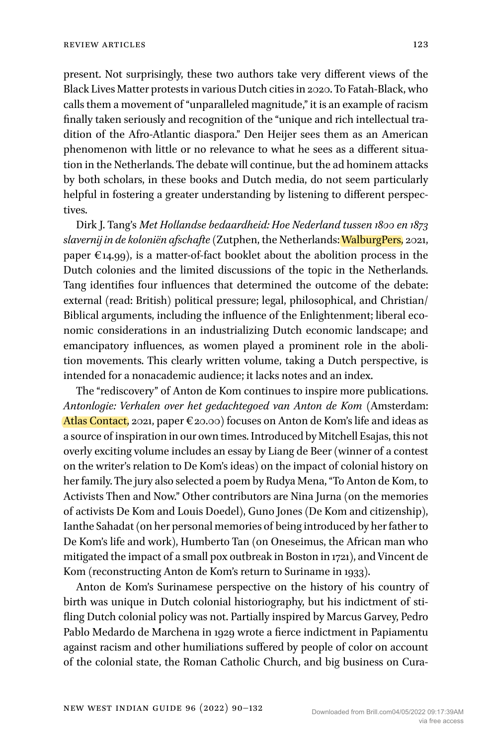present. Not surprisingly, these two authors take very different views of the Black Lives Matter protests in various Dutch cities in 2020. To Fatah-Black, who calls them a movement of "unparalleled magnitude," it is an example of racism finally taken seriously and recognition of the "unique and rich intellectual tradition of the Afro-Atlantic diaspora." Den Heijer sees them as an American phenomenon with little or no relevance to what he sees as a different situation in the Netherlands. The debate will continue, but the ad hominem attacks by both scholars, in these books and Dutch media, do not seem particularly helpful in fostering a greater understanding by listening to different perspectives.

Dirk J. Tang's *Met Hollandse bedaardheid: Hoe Nederland tussen 1800 en 1873 slavernij in de koloniën afschafte* (Zutphen, the Netherlands: WalburgPers, 2021, paper €14.99), is a matter-of-fact booklet about the abolition process in the Dutch colonies and the limited discussions of the topic in the Netherlands. Tang identifies four influences that determined the outcome of the debate: external (read: British) political pressure; legal, philosophical, and Christian/Biblical arguments, including the influence of the Enlightenment; liberal economic considerations in an industrializing Dutch economic landscape; and emancipatory influences, as women played a prominent role in the abolition movements. This clearly written volume, taking a Dutch perspective, is intended for a nonacademic audience; it lacks notes and an index.

The "rediscovery" of Anton de Kom continues to inspire more publications. *Antonlogie: Verhalen over het gedachtegoed van Anton de Kom* (Amsterdam: Atlas Contact, 2021, paper €20.00) focuses on Anton de Kom's life and ideas as a source of inspiration in our own times. Introduced by Mitchell Esajas, this not overly exciting volume includes an essay by Liang de Beer (winner of a contest on the writer's relation to De Kom's ideas) on the impact of colonial history on her family. The jury also selected a poem by Rudya Mena, "To Anton de Kom, to Activists Then and Now." Other contributors are Nina Jurna (on the memories of activists De Kom and Louis Doedel), Guno Jones (De Kom and citizenship), Ianthe Sahadat (on her personal memories of being introduced by her father to De Kom's life and work), Humberto Tan (on Oneseimus, the African man who mitigated the impact of a small pox outbreak in Boston in 1721), and Vincent de Kom (reconstructing Anton de Kom's return to Suriname in 1933).

Anton de Kom's Surinamese perspective on the history of his country of birth was unique in Dutch colonial historiography, but his indictment of stifling Dutch colonial policy was not. Partially inspired by Marcus Garvey, Pedro Pablo Medardo de Marchena in 1929 wrote a fierce indictment in Papiamentu against racism and other humiliations suffered by people of color on account of the colonial state, the Roman Catholic Church, and big business on Cura-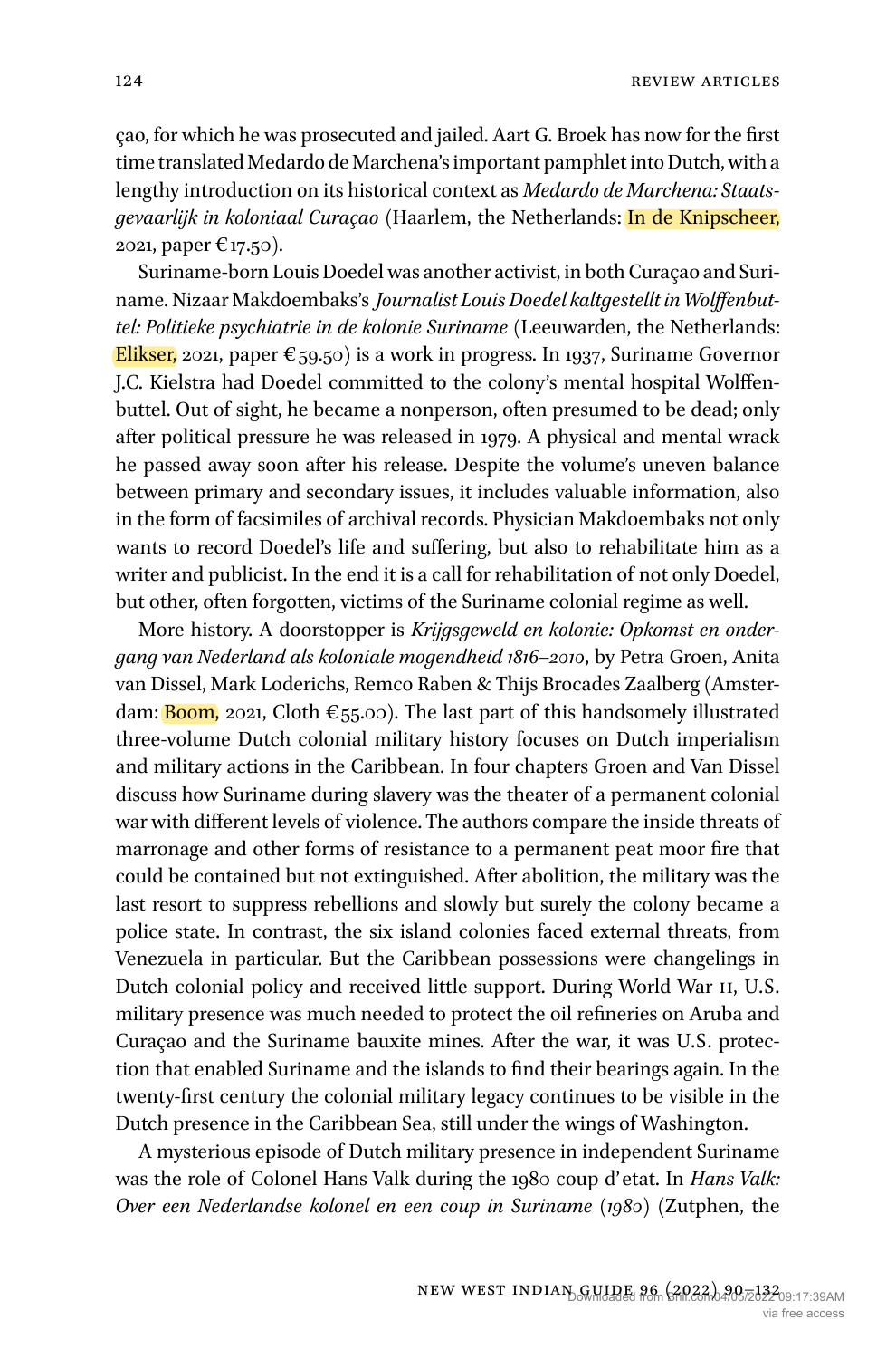çao, for which he was prosecuted and jailed. Aart G. Broek has now for the first time translated Medardo de Marchena's important pamphlet into Dutch, with a lengthy introduction on its historical context as *Medardo de Marchena: Staatsgevaarlijk in koloniaal Curaçao* (Haarlem, the Netherlands: In de Knipscheer, 2021, paper €17.50).

Suriname-born Louis Doedel was another activist, in both Curaçao and Suriname. Nizaar Makdoembaks's *Journalist Louis Doedel kaltgestellt in Wolffenbuttel: Politieke psychiatrie in de kolonie Suriname* (Leeuwarden, the Netherlands: Elikser, 2021, paper €59.50) is a work in progress. In 1937, Suriname Governor J.C. Kielstra had Doedel committed to the colony's mental hospital Wolffenbuttel. Out of sight, he became a nonperson, often presumed to be dead; only after political pressure he was released in 1979. A physical and mental wrack he passed away soon after his release. Despite the volume's uneven balance between primary and secondary issues, it includes valuable information, also in the form of facsimiles of archival records. Physician Makdoembaks not only wants to record Doedel's life and suffering, but also to rehabilitate him as a writer and publicist. In the end it is a call for rehabilitation of not only Doedel, but other, often forgotten, victims of the Suriname colonial regime as well.

More history. A doorstopper is *Krijgsgeweld en kolonie: Opkomst en ondergang van Nederland als koloniale mogendheid 1816–2010*, by Petra Groen, Anita van Dissel, Mark Loderichs, Remco Raben & Thijs Brocades Zaalberg (Amsterdam: Boom, 2021, Cloth €55.00). The last part of this handsomely illustrated three-volume Dutch colonial military history focuses on Dutch imperialism and military actions in the Caribbean. In four chapters Groen and Van Dissel discuss how Suriname during slavery was the theater of a permanent colonial war with different levels of violence. The authors compare the inside threats of marronage and other forms of resistance to a permanent peat moor fire that could be contained but not extinguished. After abolition, the military was the last resort to suppress rebellions and slowly but surely the colony became a police state. In contrast, the six island colonies faced external threats, from Venezuela in particular. But the Caribbean possessions were changelings in Dutch colonial policy and received little support. During World War II, U.S. military presence was much needed to protect the oil refineries on Aruba and Curaçao and the Suriname bauxite mines. After the war, it was U.S. protection that enabled Suriname and the islands to find their bearings again. In the twenty-first century the colonial military legacy continues to be visible in the Dutch presence in the Caribbean Sea, still under the wings of Washington.

A mysterious episode of Dutch military presence in independent Suriname was the role of Colonel Hans Valk during the 1980 coup d'etat. In *Hans Valk: Over een Nederlandse kolonel en een coup in Suriname (1980)* (Zutphen, the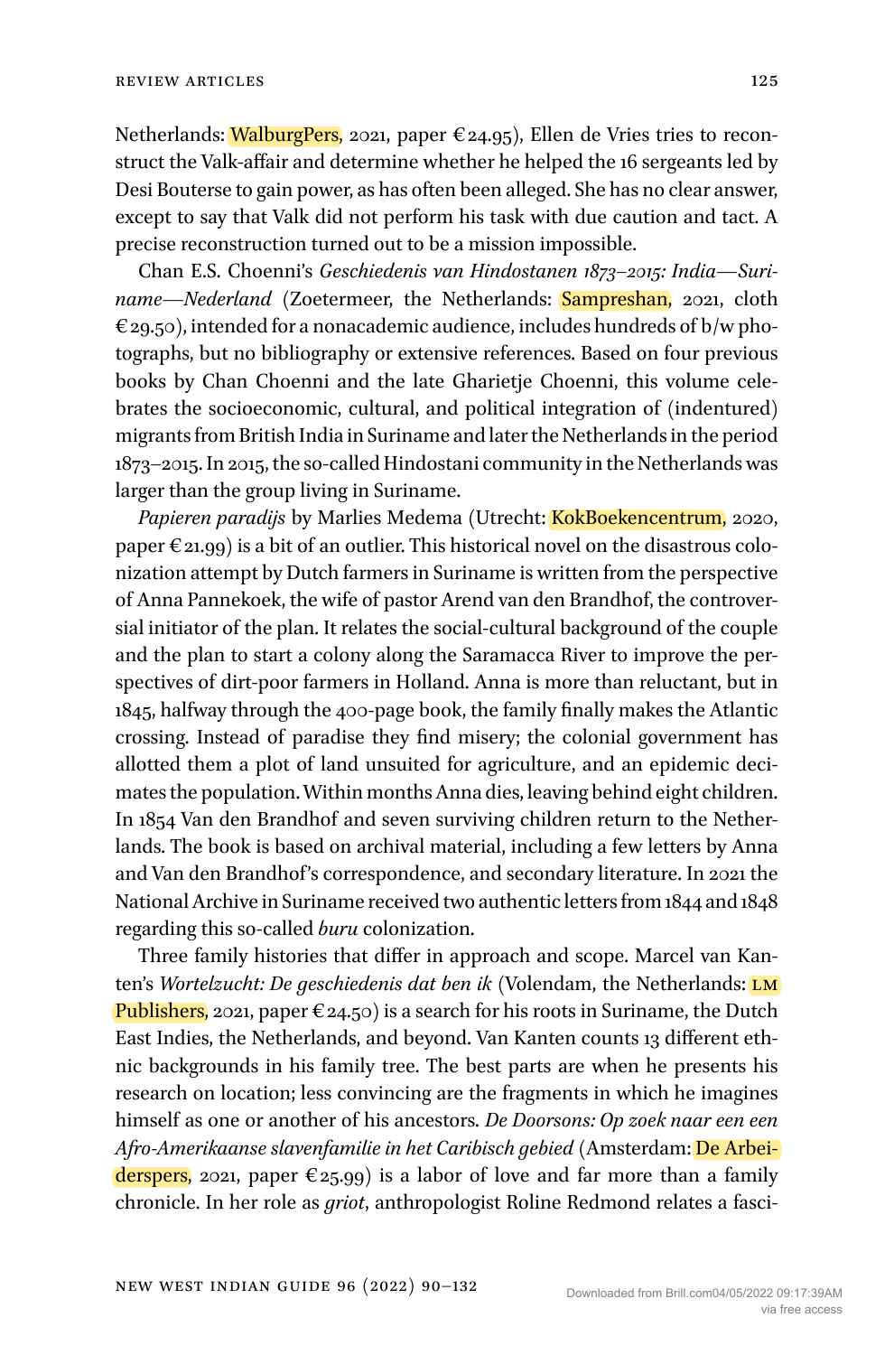Netherlands: WalburgPers, 2021, paper €24.95), Ellen de Vries tries to reconstruct the Valk-affair and determine whether he helped the 16 sergeants led by Desi Bouterse to gain power, as has often been alleged. She has no clear answer, except to say that Valk did not perform his task with due caution and tact. A precise reconstruction turned out to be a mission impossible.

Chan E.S. Choenni's *Geschiedenis van Hindostanen 1873–2015: India—Suriname—Nederland* (Zoetermeer, the Netherlands: Sampreshan, 2021, cloth €29.50), intended for a nonacademic audience, includes hundreds of b/w photographs, but no bibliography or extensive references. Based on four previous books by Chan Choenni and the late Gharietje Choenni, this volume celebrates the socioeconomic, cultural, and political integration of (indentured) migrants from British India in Suriname and later the Netherlands in the period 1873–2015. In 2015, the so-called Hindostani community in the Netherlands was larger than the group living in Suriname.

*Papieren paradijs* by Marlies Medema (Utrecht: KokBoekencentrum, 2020, paper €21.99) is a bit of an outlier. This historical novel on the disastrous colonization attempt by Dutch farmers in Suriname is written from the perspective of Anna Pannekoek, the wife of pastor Arend van den Brandhof, the controversial initiator of the plan. It relates the social-cultural background of the couple and the plan to start a colony along the Saramacca River to improve the perspectives of dirt-poor farmers in Holland. Anna is more than reluctant, but in 1845, halfway through the 400-page book, the family finally makes the Atlantic crossing. Instead of paradise they find misery; the colonial government has allotted them a plot of land unsuited for agriculture, and an epidemic decimates the population. Within months Anna dies, leaving behind eight children. In 1854 Van den Brandhof and seven surviving children return to the Netherlands. The book is based on archival material, including a few letters by Anna and Van den Brandhof's correspondence, and secondary literature. In 2021 the National Archive in Suriname received two authentic letters from 1844 and 1848 regarding this so-called *buru* colonization.

Three family histories that differ in approach and scope. Marcel van Kanten's *Wortelzucht: De geschiedenis dat ben ik* (Volendam, the Netherlands: LM Publishers, 2021, paper €24.50) is a search for his roots in Suriname, the Dutch East Indies, the Netherlands, and beyond. Van Kanten counts 13 different ethnic backgrounds in his family tree. The best parts are when he presents his research on location; less convincing are the fragments in which he imagines himself as one or another of his ancestors. *De Doorsons: Op zoek naar een een Afro-Amerikaanse slavenfamilie in het Caribisch gebied* (Amsterdam: De Arbeiderspers, 2021, paper €25.99) is a labor of love and far more than a family chronicle. In her role as *griot*, anthropologist Roline Redmond relates a fasci-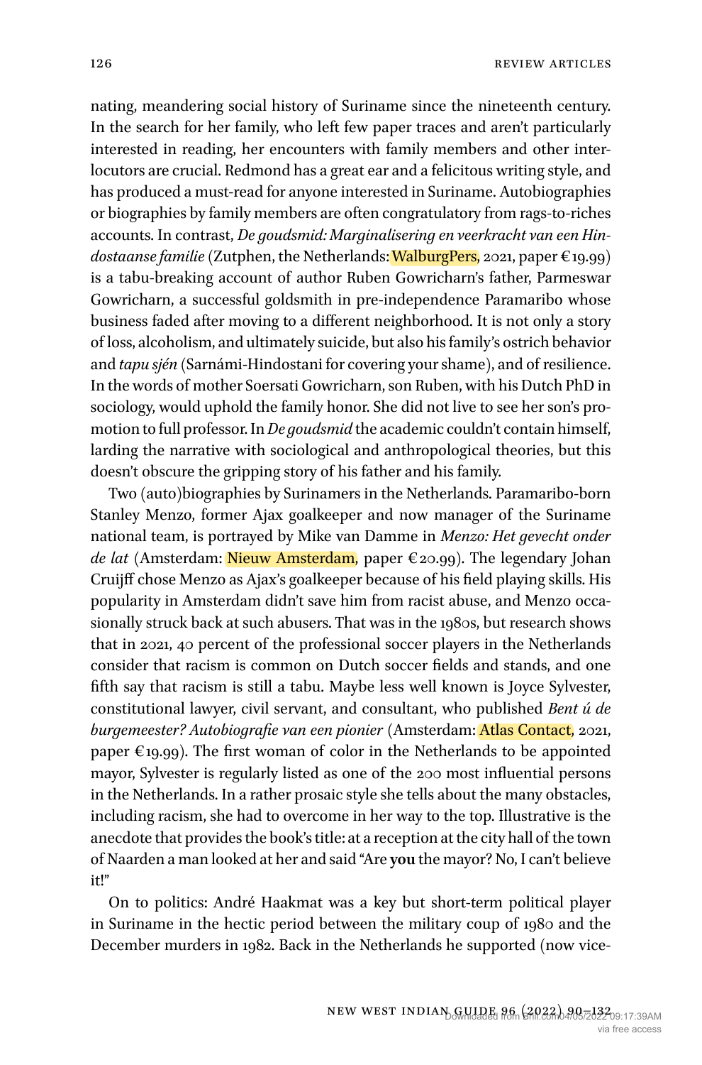nating, meandering social history of Suriname since the nineteenth century. In the search for her family, who left few paper traces and aren't particularly interested in reading, her encounters with family members and other interlocutors are crucial. Redmond has a great ear and a felicitous writing style, and has produced a must-read for anyone interested in Suriname. Autobiographies or biographies by family members are often congratulatory from rags-to-riches accounts. In contrast, *De goudsmid: Marginalisering en veerkracht van een Hindostaanse familie* (Zutphen, the Netherlands: WalburgPers, 2021, paper €19.99) is a tabu-breaking account of author Ruben Gowricharn's father, Parmeswar Gowricharn, a successful goldsmith in pre-independence Paramaribo whose business faded after moving to a different neighborhood. It is not only a story of loss, alcoholism, and ultimately suicide, but also his family's ostrich behavior and *tapu sjén* (Sarnámi-Hindostani for covering your shame), and of resilience. In the words of mother Soersati Gowricharn, son Ruben, with his Dutch PhD in sociology, would uphold the family honor. She did not live to see her son's promotion to full professor. In *De goudsmid* the academic couldn't contain himself, larding the narrative with sociological and anthropological theories, but this doesn't obscure the gripping story of his father and his family.

Two (auto)biographies by Surinamers in the Netherlands. Paramaribo-born Stanley Menzo, former Ajax goalkeeper and now manager of the Suriname national team, is portrayed by Mike van Damme in *Menzo: Het gevecht onder de lat* (Amsterdam: Nieuw Amsterdam, paper €20.99). The legendary Johan Cruijff chose Menzo as Ajax's goalkeeper because of his field playing skills. His popularity in Amsterdam didn't save him from racist abuse, and Menzo occasionally struck back at such abusers. That was in the 1980s, but research shows that in 2021, 40 percent of the professional soccer players in the Netherlands consider that racism is common on Dutch soccer fields and stands, and one fifth say that racism is still a tabu. Maybe less well known is Joyce Sylvester, constitutional lawyer, civil servant, and consultant, who published *Bent ú de burgemeester? Autobiografie van een pionier* (Amsterdam: Atlas Contact, 2021, paper €19.99). The first woman of color in the Netherlands to be appointed mayor, Sylvester is regularly listed as one of the 200 most influential persons in the Netherlands. In a rather prosaic style she tells about the many obstacles, including racism, she had to overcome in her way to the top. Illustrative is the anecdote that provides the book's title: at a reception at the city hall of the town of Naarden a man looked at her and said "Are **you** the mayor? No, I can't believe it!"

On to politics: André Haakmat was a key but short-term political player in Suriname in the hectic period between the military coup of 1980 and the December murders in 1982. Back in the Netherlands he supported (now vice-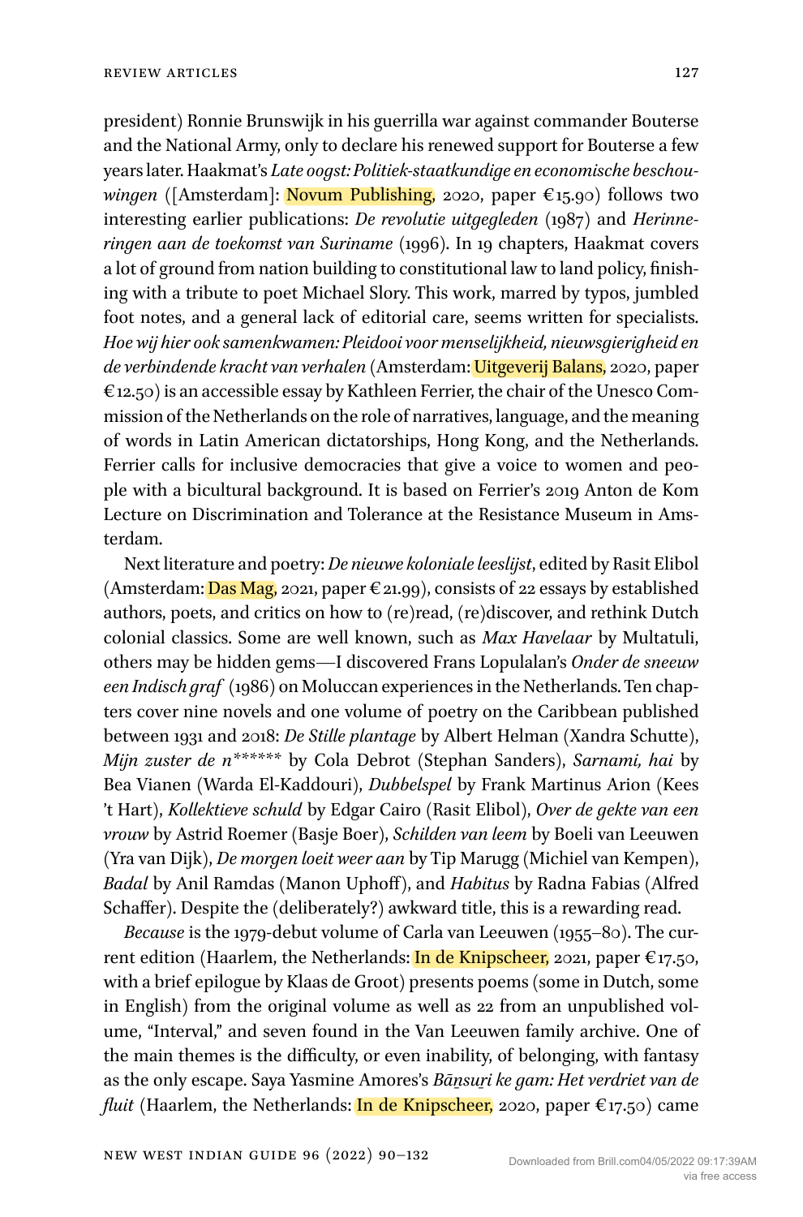president) Ronnie Brunswijk in his guerrilla war against commander Bouterse and the National Army, only to declare his renewed support for Bouterse a few years later. Haakmat's *Late oogst: Politiek-staatkundige en economische beschouwingen* ([Amsterdam]: Novum Publishing, 2020, paper €15.90) follows two interesting earlier publications: *De revolutie uitgegleden* (1987) and *Herinneringen aan de toekomst van Suriname* (1996). In 19 chapters, Haakmat covers a lot of ground from nation building to constitutional law to land policy, finishing with a tribute to poet Michael Slory. This work, marred by typos, jumbled foot notes, and a general lack of editorial care, seems written for specialists. *Hoe wij hier ook samenkwamen: Pleidooi voor menselijkheid, nieuwsgierigheid en de verbindende kracht van verhalen* (Amsterdam: Uitgeverij Balans, 2020, paper €12.50) is an accessible essay by Kathleen Ferrier, the chair of the Unesco Commission of the Netherlands on the role of narratives, language, and the meaning of words in Latin American dictatorships, Hong Kong, and the Netherlands. Ferrier calls for inclusive democracies that give a voice to women and people with a bicultural background. It is based on Ferrier's 2019 Anton de Kom Lecture on Discrimination and Tolerance at the Resistance Museum in Amsterdam.

Next literature and poetry: *De nieuwe koloniale leeslijst*, edited by Rasit Elibol (Amsterdam: Das Mag, 2021, paper €21.99), consists of 22 essays by established authors, poets, and critics on how to (re)read, (re)discover, and rethink Dutch colonial classics. Some are well known, such as *Max Havelaar* by Multatuli, others may be hidden gems—I discovered Frans Lopulalan's *Onder de sneeuw een Indisch graf* (1986) on Moluccan experiences in the Netherlands. Ten chapters cover nine novels and one volume of poetry on the Caribbean published between 1931 and 2018: *De Stille plantage* by Albert Helman (Xandra Schutte), *Mijn zuster de n******* by Cola Debrot (Stephan Sanders), *Sarnami, hai* by Bea Vianen (Warda El-Kaddouri), *Dubbelspel* by Frank Martinus Arion (Kees 't Hart), *Kollektieve schuld* by Edgar Cairo (Rasit Elibol), *Over de gekte van een vrouw* by Astrid Roemer (Basje Boer), *Schilden van leem* by Boeli van Leeuwen (Yra van Dijk), *De morgen loeit weer aan* by Tip Marugg (Michiel van Kempen), *Badal* by Anil Ramdas (Manon Uphoff), and *Habitus* by Radna Fabias (Alfred Schaffer). Despite the (deliberately?) awkward title, this is a rewarding read.

*Because* is the 1979-debut volume of Carla van Leeuwen (1955–80). The current edition (Haarlem, the Netherlands: In de Knipscheer, 2021, paper €17.50, with a brief epilogue by Klaas de Groot) presents poems (some in Dutch, some in English) from the original volume as well as 22 from an unpublished volume, "Interval," and seven found in the Van Leeuwen family archive. One of the main themes is the difficulty, or even inability, of belonging, with fantasy as the only escape. Saya Yasmine Amores's *Bāns̱uṟi ke gam: Het verdriet van de fluit* (Haarlem, the Netherlands: In de Knipscheer, 2020, paper €17.50) came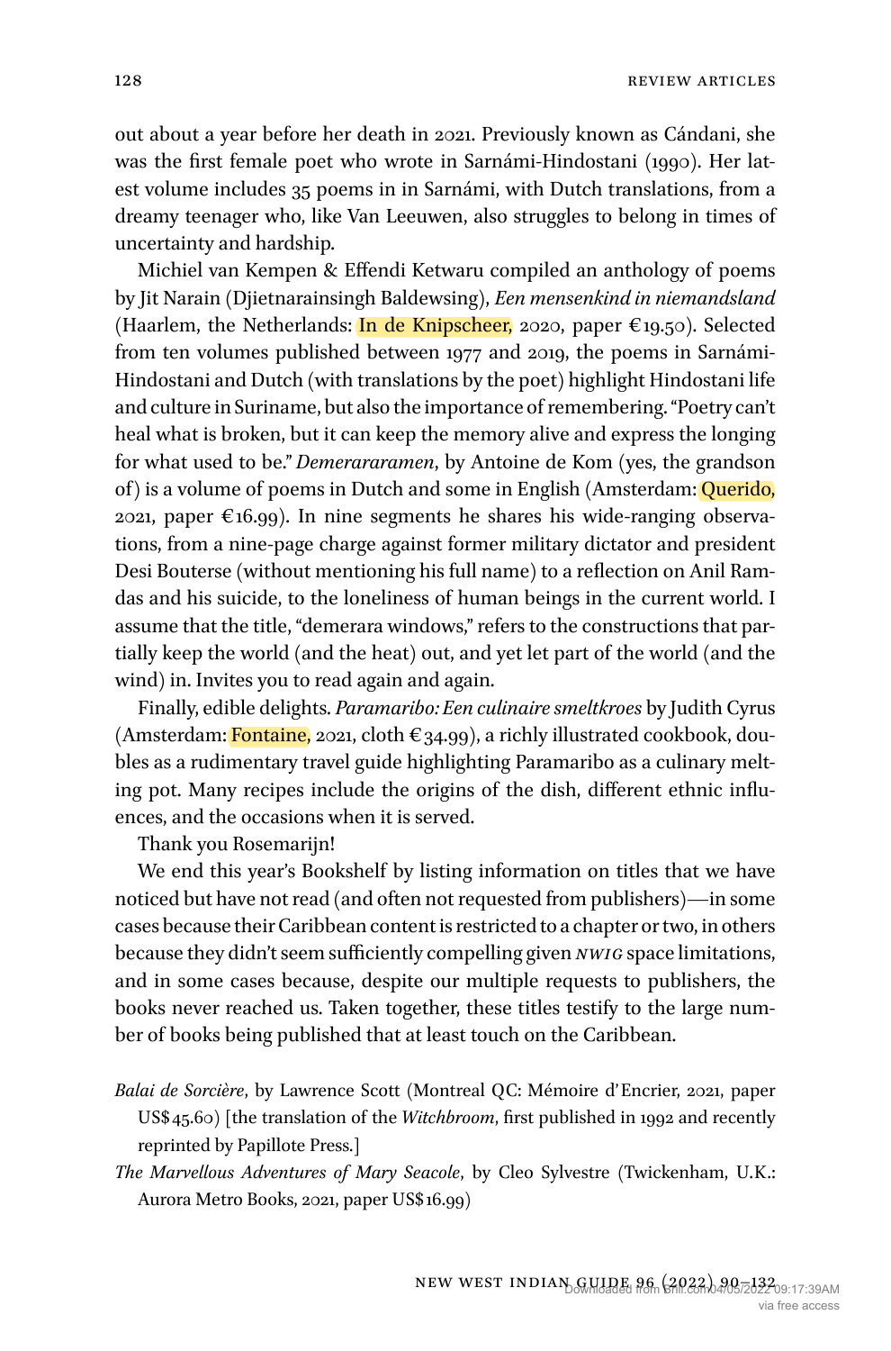out about a year before her death in 2021. Previously known as Cándani, she was the first female poet who wrote in Sarnámi-Hindostani (1990). Her latest volume includes 35 poems in in Sarnámi, with Dutch translations, from a dreamy teenager who, like Van Leeuwen, also struggles to belong in times of uncertainty and hardship.

Michiel van Kempen & Effendi Ketwaru compiled an anthology of poems by Jit Narain (Djietnarainsingh Baldewsing), *Een mensenkind in niemandsland* (Haarlem, the Netherlands: In de Knipscheer, 2020, paper €19.50). Selected from ten volumes published between 1977 and 2019, the poems in Sarnámi-Hindostani and Dutch (with translations by the poet) highlight Hindostani life and culture in Suriname, but also the importance of remembering. "Poetry can't heal what is broken, but it can keep the memory alive and express the longing for what used to be." *Demeraramen*, by Antoine de Kom (yes, the grandson of) is a volume of poems in Dutch and some in English (Amsterdam: Querido, 2021, paper €16.99). In nine segments he shares his wide-ranging observations, from a nine-page charge against former military dictator and president Desi Bouterse (without mentioning his full name) to a reflection on Anil Ramdas and his suicide, to the loneliness of human beings in the current world. I assume that the title, "demerara windows," refers to the constructions that partially keep the world (and the heat) out, and yet let part of the world (and the wind) in. Invites you to read again and again.

Finally, edible delights. *Paramaribo: Een culinaire smeltkroes* by Judith Cyrus (Amsterdam: Fontaine, 2021, cloth €34.99), a richly illustrated cookbook, doubles as a rudimentary travel guide highlighting Paramaribo as a culinary melting pot. Many recipes include the origins of the dish, different ethnic influences, and the occasions when it is served.

Thank you Rosemarijn!

We end this year's Bookshelf by listing information on titles that we have noticed but have not read (and often not requested from publishers)—in some cases because their Caribbean content is restricted to a chapter or two, in others because they didn't seem sufficiently compelling given *NWIG* space limitations, and in some cases because, despite our multiple requests to publishers, the books never reached us. Taken together, these titles testify to the large number of books being published that at least touch on the Caribbean.

*Balai de Sorcière*, by Lawrence Scott (Montreal QC: Mémoire d'Encrier, 2021, paper US$45.60) [the translation of the *Witchbroom*, first published in 1992 and recently reprinted by Papillote Press.]

*The Marvellous Adventures of Mary Seacole*, by Cleo Sylvestre (Twickenham, U.K.: Aurora Metro Books, 2021, paper US$16.99)